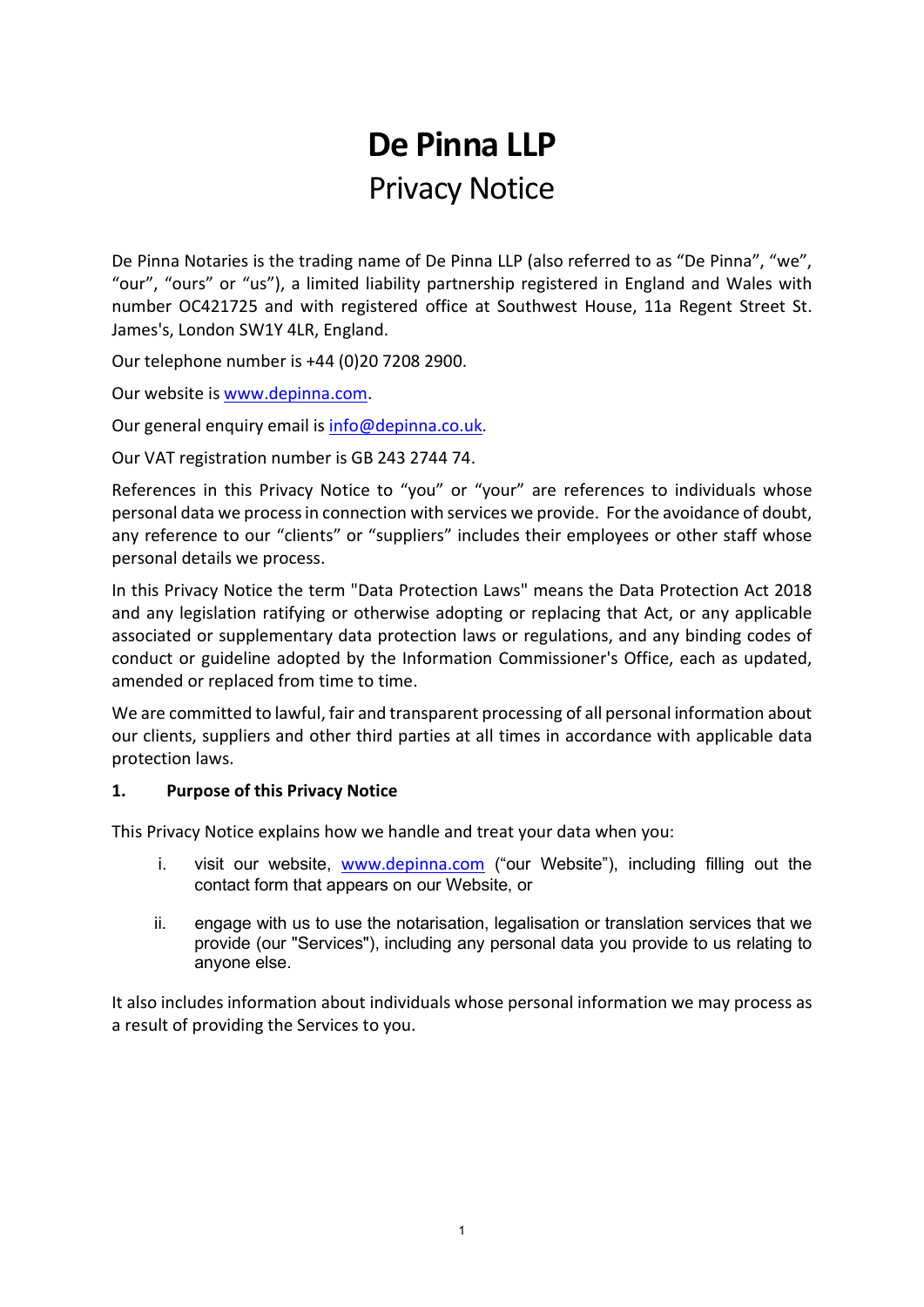# De Pinna LLP

## Privacy Notice

De Pinna Notaries is the trading name of De Pinna LLP (also referred to as "De Pinna", "we", "our", "ours" or "us"), a limited liability partnership registered in England and Wales with number OC421725 and with registered office at Southwest House, 11a Regent Street St. James's, London SW1Y 4LR, England.

Our telephone number is +44 (0)20 7208 2900.

Our website is [www.depinna.com](http://www.depinna.com).

Our general enquiry email is [info@depinna.co.uk](mailto:info@depinna.co.uk).

Our VAT registration number is GB 243 2744 74.

References in this Privacy Notice to "you" or "your" are references to individuals whose personal data we process in connection with services we provide. For the avoidance of doubt, any reference to our "clients" or "suppliers" includes their employees or other staff whose personal details we process.

In this Privacy Notice the term "Data Protection Laws" means the Data Protection Act 2018 and any legislation ratifying or otherwise adopting or replacing that Act, or any applicable associated or supplementary data protection laws or regulations, and any binding codes of conduct or guideline adopted by the Information Commissioner's Office, each as updated, amended or replaced from time to time.

We are committed to lawful, fair and transparent processing of all personal information about our clients, suppliers and other third parties at all times in accordance with applicable data protection laws.

### 1. Purpose of this Privacy Notice

This Privacy Notice explains how we handle and treat your data when you:

i. visit our website, [www.depinna.com](http://www.depinna.com) ("our Website"), including filling out the contact form that appears on our Website, or

ii. engage with us to use the notarisation, legalisation or translation services that we provide (our "Services"), including any personal data you provide to us relating to anyone else.

It also includes information about individuals whose personal information we may process as a result of providing the Services to you.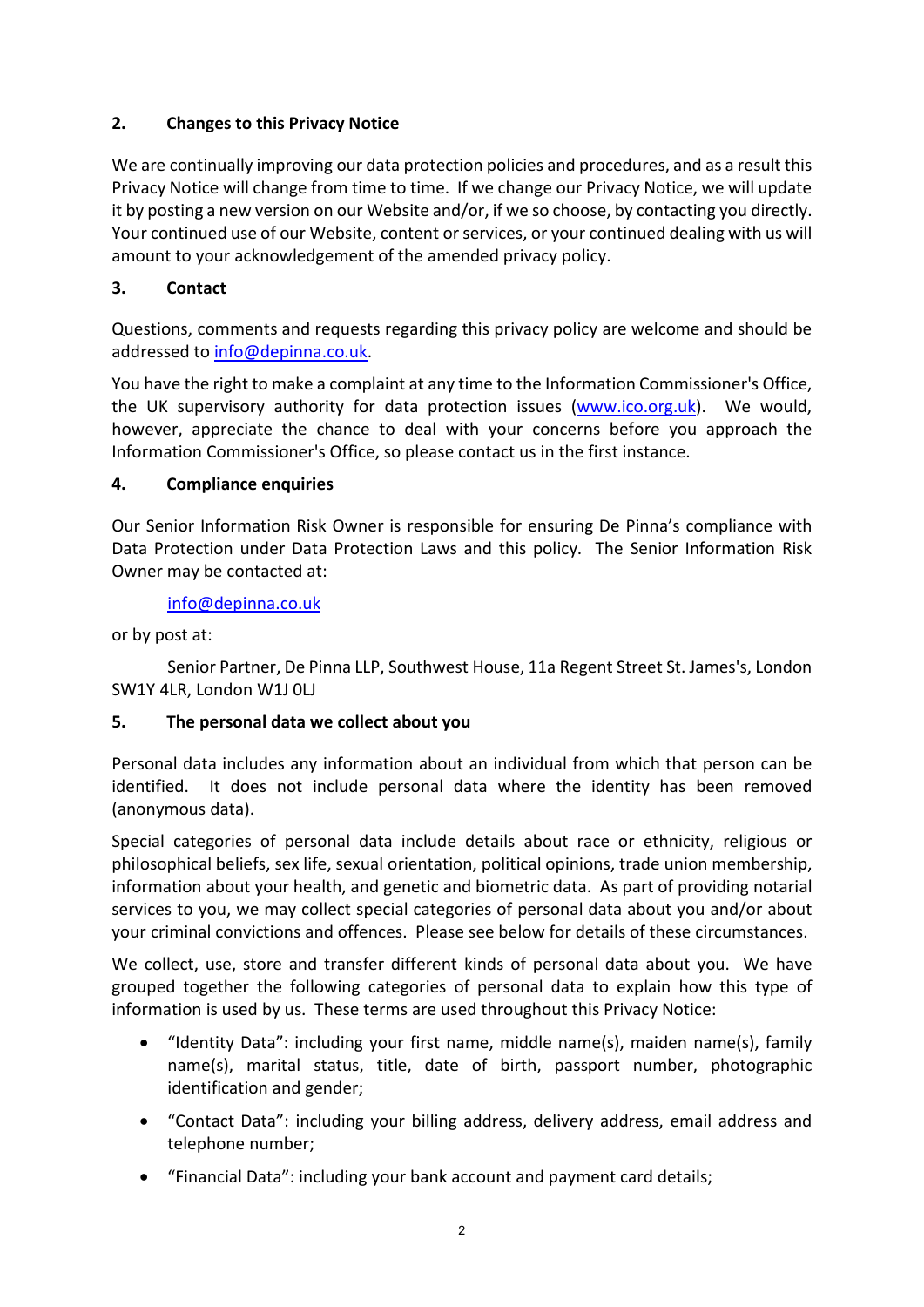## 2. Changes to this Privacy Notice

We are continually improving our data protection policies and procedures, and as a result this Privacy Notice will change from time to time. If we change our Privacy Notice, we will update it by posting a new version on our Website and/or, if we so choose, by contacting you directly. Your continued use of our Website, content or services, or your continued dealing with us will amount to your acknowledgement of the amended privacy policy.

## 3. Contact

Questions, comments and requests regarding this privacy policy are welcome and should be addressed to info@depinna.co.uk.

You have the right to make a complaint at any time to the Information Commissioner's Office, the UK supervisory authority for data protection issues (www.ico.org.uk). We would, however, appreciate the chance to deal with your concerns before you approach the Information Commissioner's Office, so please contact us in the first instance.

## 4. Compliance enquiries

Our Senior Information Risk Owner is responsible for ensuring De Pinna's compliance with Data Protection under Data Protection Laws and this policy. The Senior Information Risk Owner may be contacted at:

info@depinna.co.uk

or by post at:

Senior Partner, De Pinna LLP, Southwest House, 11a Regent Street St. James's, London SW1Y 4LR, London W1J 0LJ

## 5. The personal data we collect about you

Personal data includes any information about an individual from which that person can be identified. It does not include personal data where the identity has been removed (anonymous data).

Special categories of personal data include details about race or ethnicity, religious or philosophical beliefs, sex life, sexual orientation, political opinions, trade union membership, information about your health, and genetic and biometric data. As part of providing notarial services to you, we may collect special categories of personal data about you and/or about your criminal convictions and offences. Please see below for details of these circumstances.

We collect, use, store and transfer different kinds of personal data about you. We have grouped together the following categories of personal data to explain how this type of information is used by us. These terms are used throughout this Privacy Notice:

- "Identity Data": including your first name, middle name(s), maiden name(s), family name(s), marital status, title, date of birth, passport number, photographic identification and gender;
- "Contact Data": including your billing address, delivery address, email address and telephone number;
- "Financial Data": including your bank account and payment card details;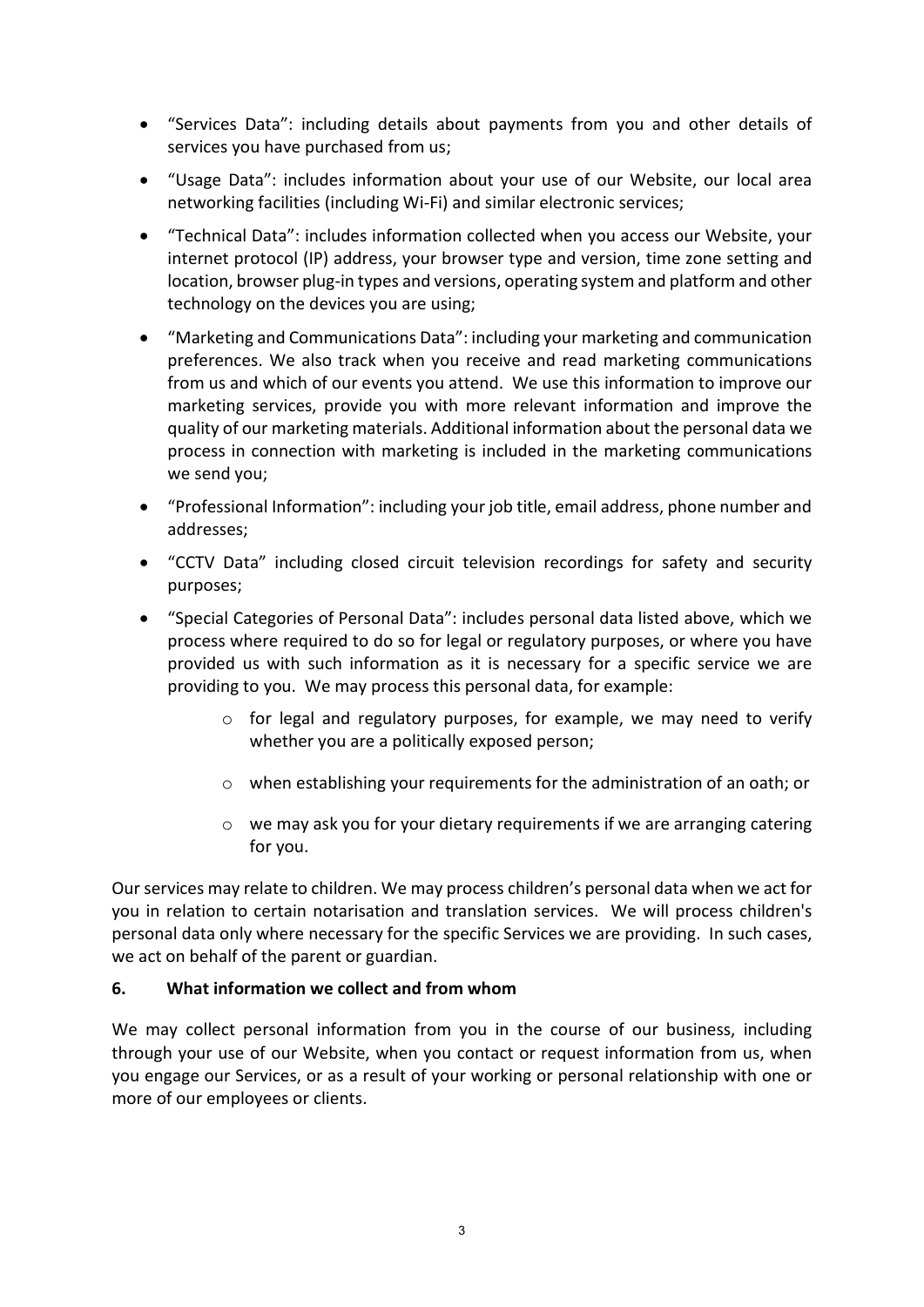- "Services Data": including details about payments from you and other details of services you have purchased from us;
- "Usage Data": includes information about your use of our Website, our local area networking facilities (including Wi-Fi) and similar electronic services;
- "Technical Data": includes information collected when you access our Website, your internet protocol (IP) address, your browser type and version, time zone setting and location, browser plug-in types and versions, operating system and platform and other technology on the devices you are using;
- "Marketing and Communications Data": including your marketing and communication preferences. We also track when you receive and read marketing communications from us and which of our events you attend. We use this information to improve our marketing services, provide you with more relevant information and improve the quality of our marketing materials. Additional information about the personal data we process in connection with marketing is included in the marketing communications we send you;
- "Professional Information": including your job title, email address, phone number and addresses;
- "CCTV Data" including closed circuit television recordings for safety and security purposes;
- "Special Categories of Personal Data": includes personal data listed above, which we process where required to do so for legal or regulatory purposes, or where you have provided us with such information as it is necessary for a specific service we are providing to you. We may process this personal data, for example:
    - for legal and regulatory purposes, for example, we may need to verify whether you are a politically exposed person;
    - when establishing your requirements for the administration of an oath; or
    - we may ask you for your dietary requirements if we are arranging catering for you.

Our services may relate to children. We may process children's personal data when we act for you in relation to certain notarisation and translation services. We will process children's personal data only where necessary for the specific Services we are providing. In such cases, we act on behalf of the parent or guardian.

## 6. What information we collect and from whom

We may collect personal information from you in the course of our business, including through your use of our Website, when you contact or request information from us, when you engage our Services, or as a result of your working or personal relationship with one or more of our employees or clients.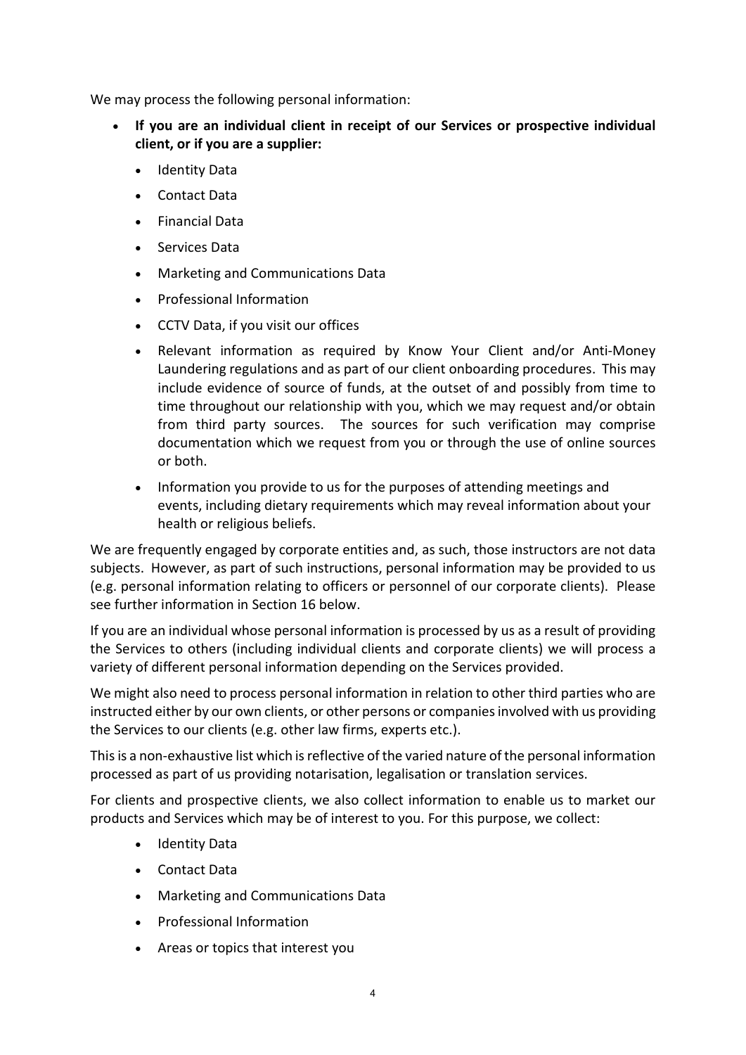We may process the following personal information:

- **If you are an individual client in receipt of our Services or prospective individual client, or if you are a supplier:**
  - Identity Data
  - Contact Data
  - Financial Data
  - Services Data
  - Marketing and Communications Data
  - Professional Information
  - CCTV Data, if you visit our offices
  - Relevant information as required by Know Your Client and/or Anti-Money Laundering regulations and as part of our client onboarding procedures. This may include evidence of source of funds, at the outset of and possibly from time to time throughout our relationship with you, which we may request and/or obtain from third party sources. The sources for such verification may comprise documentation which we request from you or through the use of online sources or both.
  - Information you provide to us for the purposes of attending meetings and events, including dietary requirements which may reveal information about your health or religious beliefs.

We are frequently engaged by corporate entities and, as such, those instructors are not data subjects. However, as part of such instructions, personal information may be provided to us (e.g. personal information relating to officers or personnel of our corporate clients). Please see further information in Section 16 below.

If you are an individual whose personal information is processed by us as a result of providing the Services to others (including individual clients and corporate clients) we will process a variety of different personal information depending on the Services provided.

We might also need to process personal information in relation to other third parties who are instructed either by our own clients, or other persons or companies involved with us providing the Services to our clients (e.g. other law firms, experts etc.).

This is a non-exhaustive list which is reflective of the varied nature of the personal information processed as part of us providing notarisation, legalisation or translation services.

For clients and prospective clients, we also collect information to enable us to market our products and Services which may be of interest to you. For this purpose, we collect:

- Identity Data
- Contact Data
- Marketing and Communications Data
- Professional Information
- Areas or topics that interest you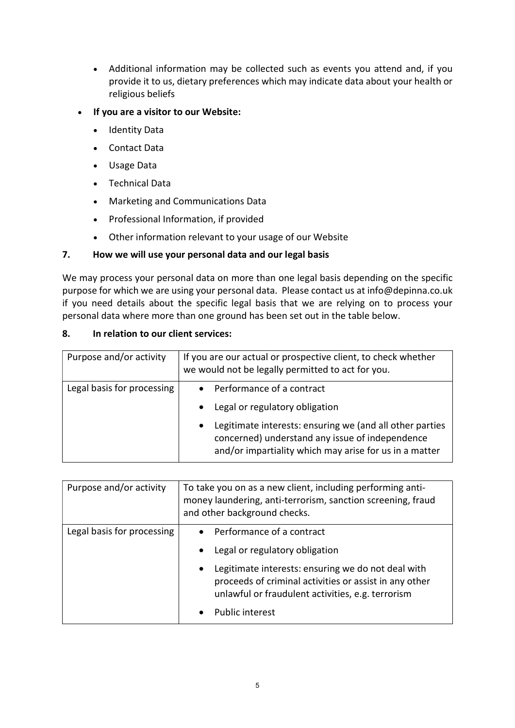- Additional information may be collected such as events you attend and, if you provide it to us, dietary preferences which may indicate data about your health or religious beliefs

- **If you are a visitor to our Website:**
  - Identity Data
  - Contact Data
  - Usage Data
  - Technical Data
  - Marketing and Communications Data
  - Professional Information, if provided
  - Other information relevant to your usage of our Website

## 7. How we will use your personal data and our legal basis

We may process your personal data on more than one legal basis depending on the specific purpose for which we are using your personal data. Please contact us at info@depinna.co.uk if you need details about the specific legal basis that we are relying on to process your personal data where more than one ground has been set out in the table below.

## 8. In relation to our client services:

| Purpose and/or activity | If you are our actual or prospective client, to check whether we would not be legally permitted to act for you. |
|---|---|
| Legal basis for processing | • Performance of a contract<br>• Legal or regulatory obligation<br>• Legitimate interests: ensuring we (and all other parties concerned) understand any issue of independence and/or impartiality which may arise for us in a matter |

| Purpose and/or activity | To take you on as a new client, including performing anti-money laundering, anti-terrorism, sanction screening, fraud and other background checks. |
|---|---|
| Legal basis for processing | • Performance of a contract<br>• Legal or regulatory obligation<br>• Legitimate interests: ensuring we do not deal with proceeds of criminal activities or assist in any other unlawful or fraudulent activities, e.g. terrorism<br>• Public interest |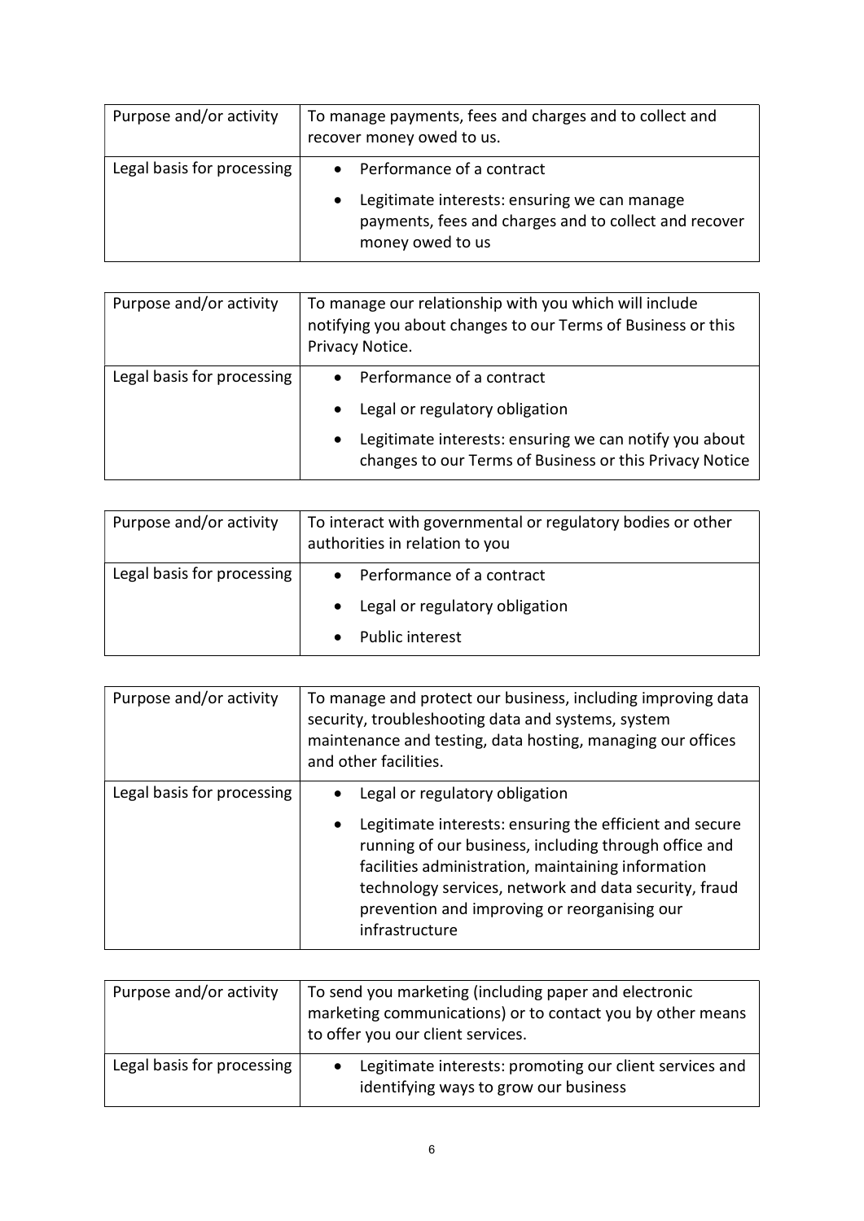| Purpose and/or activity | To manage payments, fees and charges and to collect and recover money owed to us. |
| --- | --- |
| Legal basis for processing | • Performance of a contract<br>• Legitimate interests: ensuring we can manage payments, fees and charges and to collect and recover money owed to us |

| Purpose and/or activity | To manage our relationship with you which will include notifying you about changes to our Terms of Business or this Privacy Notice. |
| --- | --- |
| Legal basis for processing | • Performance of a contract<br>• Legal or regulatory obligation<br>• Legitimate interests: ensuring we can notify you about changes to our Terms of Business or this Privacy Notice |

| Purpose and/or activity | To interact with governmental or regulatory bodies or other authorities in relation to you |
| --- | --- |
| Legal basis for processing | • Performance of a contract<br>• Legal or regulatory obligation<br>• Public interest |

| Purpose and/or activity | To manage and protect our business, including improving data security, troubleshooting data and systems, system maintenance and testing, data hosting, managing our offices and other facilities. |
| --- | --- |
| Legal basis for processing | • Legal or regulatory obligation<br>• Legitimate interests: ensuring the efficient and secure running of our business, including through office and facilities administration, maintaining information technology services, network and data security, fraud prevention and improving or reorganising our infrastructure |

| Purpose and/or activity | To send you marketing (including paper and electronic marketing communications) or to contact you by other means to offer you our client services. |
| --- | --- |
| Legal basis for processing | • Legitimate interests: promoting our client services and identifying ways to grow our business |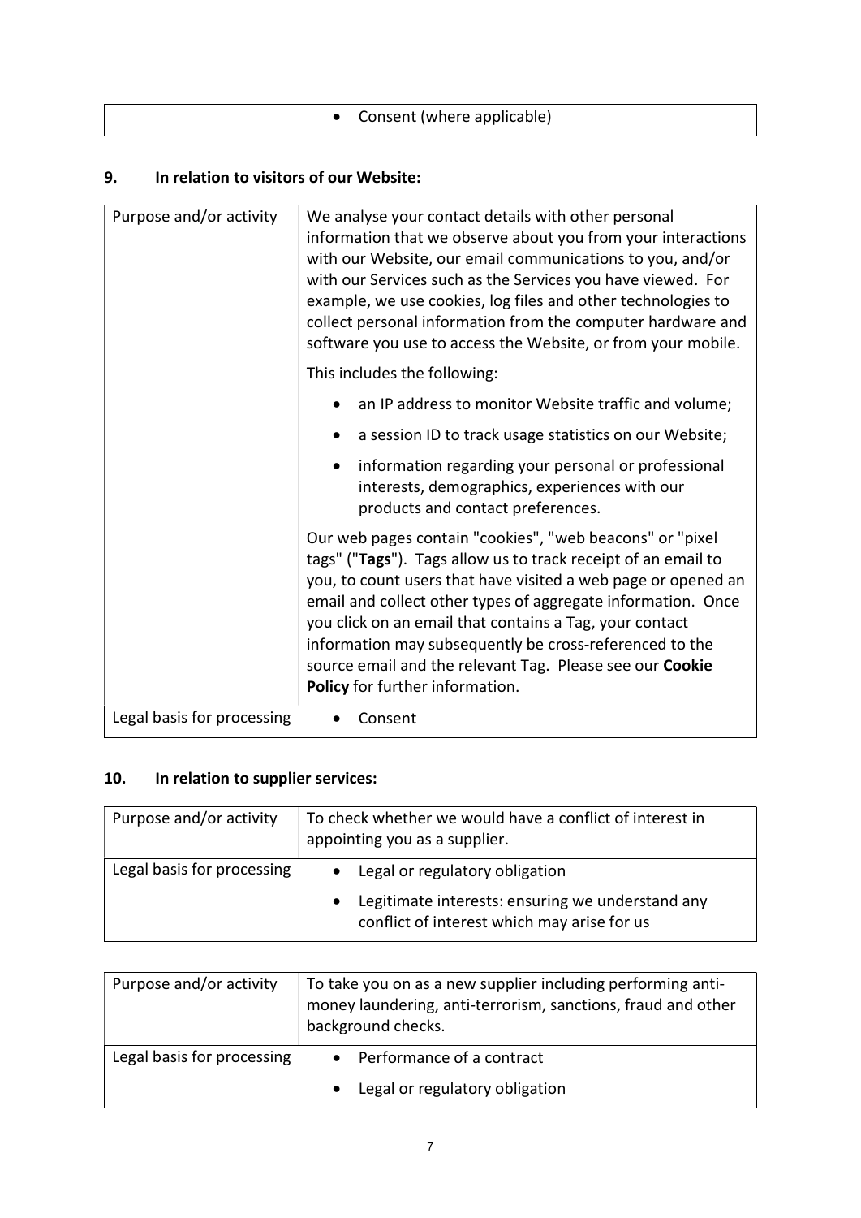| | • Consent (where applicable) |
|---|---|

## 9. In relation to visitors of our Website:

| Purpose and/or activity | We analyse your contact details with other personal information that we observe about you from your interactions with our Website, our email communications to you, and/or with our Services such as the Services you have viewed. For example, we use cookies, log files and other technologies to collect personal information from the computer hardware and software you use to access the Website, or from your mobile.<br><br>This includes the following:<br><br>• an IP address to monitor Website traffic and volume;<br>• a session ID to track usage statistics on our Website;<br>• information regarding your personal or professional interests, demographics, experiences with our products and contact preferences.<br><br>Our web pages contain "cookies", "web beacons" or "pixel tags" ("**Tags**"). Tags allow us to track receipt of an email to you, to count users that have visited a web page or opened an email and collect other types of aggregate information. Once you click on an email that contains a Tag, your contact information may subsequently be cross-referenced to the source email and the relevant Tag. Please see our **Cookie Policy** for further information. |
|---|---|
| Legal basis for processing | • Consent |

## 10. In relation to supplier services:

| Purpose and/or activity | To check whether we would have a conflict of interest in appointing you as a supplier. |
|---|---|
| Legal basis for processing | • Legal or regulatory obligation<br>• Legitimate interests: ensuring we understand any conflict of interest which may arise for us |

| Purpose and/or activity | To take you on as a new supplier including performing anti-money laundering, anti-terrorism, sanctions, fraud and other background checks. |
|---|---|
| Legal basis for processing | • Performance of a contract<br>• Legal or regulatory obligation |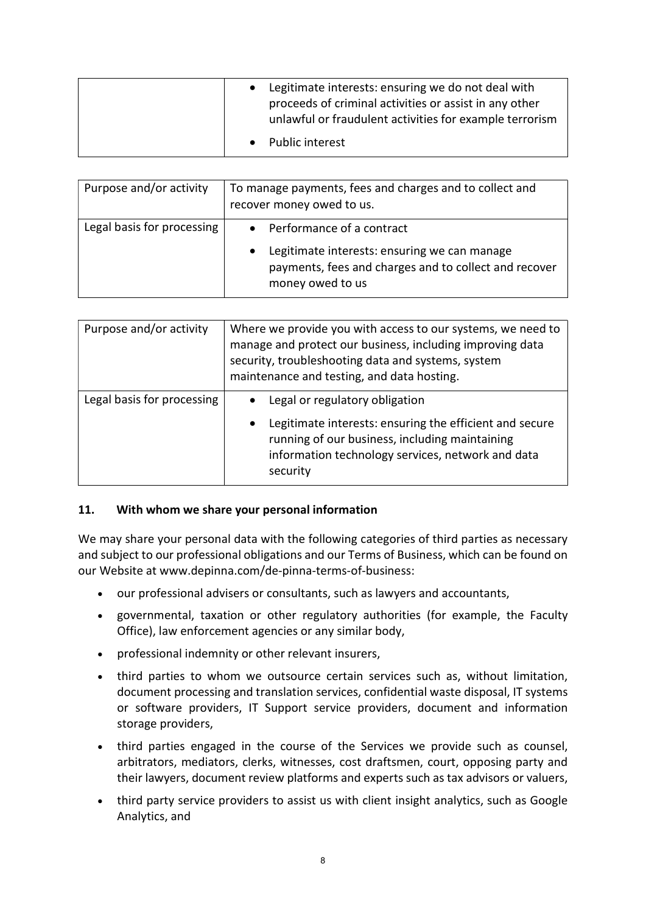| | |
|---|---|
| | • Legitimate interests: ensuring we do not deal with proceeds of criminal activities or assist in any other unlawful or fraudulent activities for example terrorism<br>• Public interest |

| | |
|---|---|
| Purpose and/or activity | To manage payments, fees and charges and to collect and recover money owed to us. |
| Legal basis for processing | • Performance of a contract<br>• Legitimate interests: ensuring we can manage payments, fees and charges and to collect and recover money owed to us |

| | |
|---|---|
| Purpose and/or activity | Where we provide you with access to our systems, we need to manage and protect our business, including improving data security, troubleshooting data and systems, system maintenance and testing, and data hosting. |
| Legal basis for processing | • Legal or regulatory obligation<br>• Legitimate interests: ensuring the efficient and secure running of our business, including maintaining information technology services, network and data security |

## 11. With whom we share your personal information

We may share your personal data with the following categories of third parties as necessary and subject to our professional obligations and our Terms of Business, which can be found on our Website at www.depinna.com/de-pinna-terms-of-business:

- our professional advisers or consultants, such as lawyers and accountants,
- governmental, taxation or other regulatory authorities (for example, the Faculty Office), law enforcement agencies or any similar body,
- professional indemnity or other relevant insurers,
- third parties to whom we outsource certain services such as, without limitation, document processing and translation services, confidential waste disposal, IT systems or software providers, IT Support service providers, document and information storage providers,
- third parties engaged in the course of the Services we provide such as counsel, arbitrators, mediators, clerks, witnesses, cost draftsmen, court, opposing party and their lawyers, document review platforms and experts such as tax advisors or valuers,
- third party service providers to assist us with client insight analytics, such as Google Analytics, and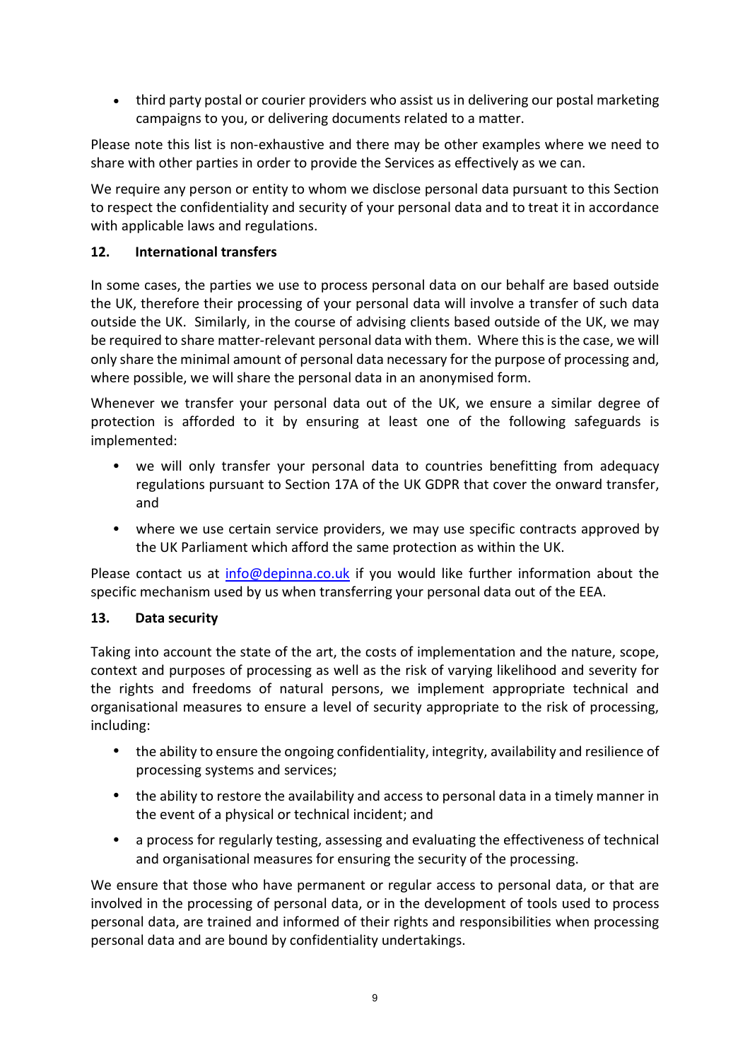- third party postal or courier providers who assist us in delivering our postal marketing campaigns to you, or delivering documents related to a matter.

Please note this list is non-exhaustive and there may be other examples where we need to share with other parties in order to provide the Services as effectively as we can.

We require any person or entity to whom we disclose personal data pursuant to this Section to respect the confidentiality and security of your personal data and to treat it in accordance with applicable laws and regulations.

## 12. International transfers

In some cases, the parties we use to process personal data on our behalf are based outside the UK, therefore their processing of your personal data will involve a transfer of such data outside the UK. Similarly, in the course of advising clients based outside of the UK, we may be required to share matter-relevant personal data with them. Where this is the case, we will only share the minimal amount of personal data necessary for the purpose of processing and, where possible, we will share the personal data in an anonymised form.

Whenever we transfer your personal data out of the UK, we ensure a similar degree of protection is afforded to it by ensuring at least one of the following safeguards is implemented:

- we will only transfer your personal data to countries benefitting from adequacy regulations pursuant to Section 17A of the UK GDPR that cover the onward transfer, and
- where we use certain service providers, we may use specific contracts approved by the UK Parliament which afford the same protection as within the UK.

Please contact us at info@depinna.co.uk if you would like further information about the specific mechanism used by us when transferring your personal data out of the EEA.

## 13. Data security

Taking into account the state of the art, the costs of implementation and the nature, scope, context and purposes of processing as well as the risk of varying likelihood and severity for the rights and freedoms of natural persons, we implement appropriate technical and organisational measures to ensure a level of security appropriate to the risk of processing, including:

- the ability to ensure the ongoing confidentiality, integrity, availability and resilience of processing systems and services;
- the ability to restore the availability and access to personal data in a timely manner in the event of a physical or technical incident; and
- a process for regularly testing, assessing and evaluating the effectiveness of technical and organisational measures for ensuring the security of the processing.

We ensure that those who have permanent or regular access to personal data, or that are involved in the processing of personal data, or in the development of tools used to process personal data, are trained and informed of their rights and responsibilities when processing personal data and are bound by confidentiality undertakings.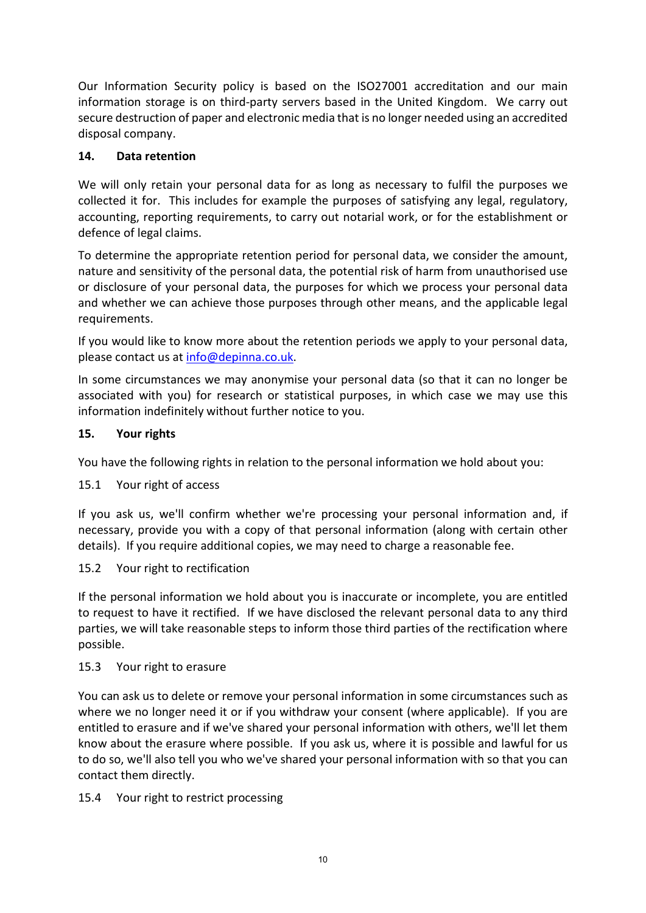Our Information Security policy is based on the ISO27001 accreditation and our main information storage is on third-party servers based in the United Kingdom. We carry out secure destruction of paper and electronic media that is no longer needed using an accredited disposal company.

## 14. Data retention

We will only retain your personal data for as long as necessary to fulfil the purposes we collected it for. This includes for example the purposes of satisfying any legal, regulatory, accounting, reporting requirements, to carry out notarial work, or for the establishment or defence of legal claims.

To determine the appropriate retention period for personal data, we consider the amount, nature and sensitivity of the personal data, the potential risk of harm from unauthorised use or disclosure of your personal data, the purposes for which we process your personal data and whether we can achieve those purposes through other means, and the applicable legal requirements.

If you would like to know more about the retention periods we apply to your personal data, please contact us at [info@depinna.co.uk](mailto:info@depinna.co.uk).

In some circumstances we may anonymise your personal data (so that it can no longer be associated with you) for research or statistical purposes, in which case we may use this information indefinitely without further notice to you.

## 15. Your rights

You have the following rights in relation to the personal information we hold about you:

15.1 Your right of access

If you ask us, we'll confirm whether we're processing your personal information and, if necessary, provide you with a copy of that personal information (along with certain other details). If you require additional copies, we may need to charge a reasonable fee.

15.2 Your right to rectification

If the personal information we hold about you is inaccurate or incomplete, you are entitled to request to have it rectified. If we have disclosed the relevant personal data to any third parties, we will take reasonable steps to inform those third parties of the rectification where possible.

15.3 Your right to erasure

You can ask us to delete or remove your personal information in some circumstances such as where we no longer need it or if you withdraw your consent (where applicable). If you are entitled to erasure and if we've shared your personal information with others, we'll let them know about the erasure where possible. If you ask us, where it is possible and lawful for us to do so, we'll also tell you who we've shared your personal information with so that you can contact them directly.

15.4 Your right to restrict processing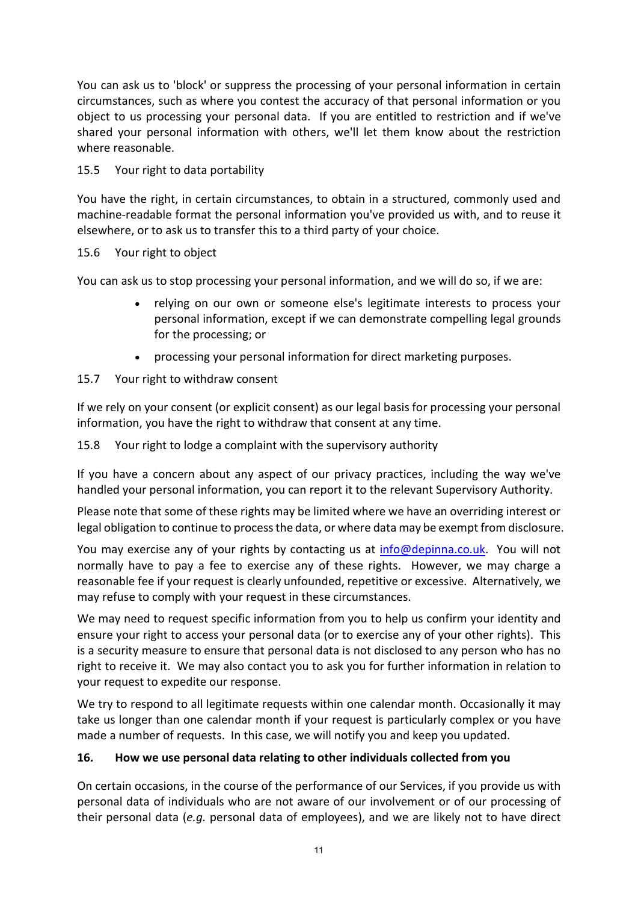You can ask us to 'block' or suppress the processing of your personal information in certain circumstances, such as where you contest the accuracy of that personal information or you object to us processing your personal data. If you are entitled to restriction and if we've shared your personal information with others, we'll let them know about the restriction where reasonable.

15.5 Your right to data portability

You have the right, in certain circumstances, to obtain in a structured, commonly used and machine-readable format the personal information you've provided us with, and to reuse it elsewhere, or to ask us to transfer this to a third party of your choice.

15.6 Your right to object

You can ask us to stop processing your personal information, and we will do so, if we are:

- relying on our own or someone else's legitimate interests to process your personal information, except if we can demonstrate compelling legal grounds for the processing; or
- processing your personal information for direct marketing purposes.

15.7 Your right to withdraw consent

If we rely on your consent (or explicit consent) as our legal basis for processing your personal information, you have the right to withdraw that consent at any time.

15.8 Your right to lodge a complaint with the supervisory authority

If you have a concern about any aspect of our privacy practices, including the way we've handled your personal information, you can report it to the relevant Supervisory Authority.

Please note that some of these rights may be limited where we have an overriding interest or legal obligation to continue to process the data, or where data may be exempt from disclosure.

You may exercise any of your rights by contacting us at [info@depinna.co.uk](mailto:info@depinna.co.uk). You will not normally have to pay a fee to exercise any of these rights. However, we may charge a reasonable fee if your request is clearly unfounded, repetitive or excessive. Alternatively, we may refuse to comply with your request in these circumstances.

We may need to request specific information from you to help us confirm your identity and ensure your right to access your personal data (or to exercise any of your other rights). This is a security measure to ensure that personal data is not disclosed to any person who has no right to receive it. We may also contact you to ask you for further information in relation to your request to expedite our response.

We try to respond to all legitimate requests within one calendar month. Occasionally it may take us longer than one calendar month if your request is particularly complex or you have made a number of requests. In this case, we will notify you and keep you updated.

## 16. How we use personal data relating to other individuals collected from you

On certain occasions, in the course of the performance of our Services, if you provide us with personal data of individuals who are not aware of our involvement or of our processing of their personal data (*e.g.* personal data of employees), and we are likely not to have direct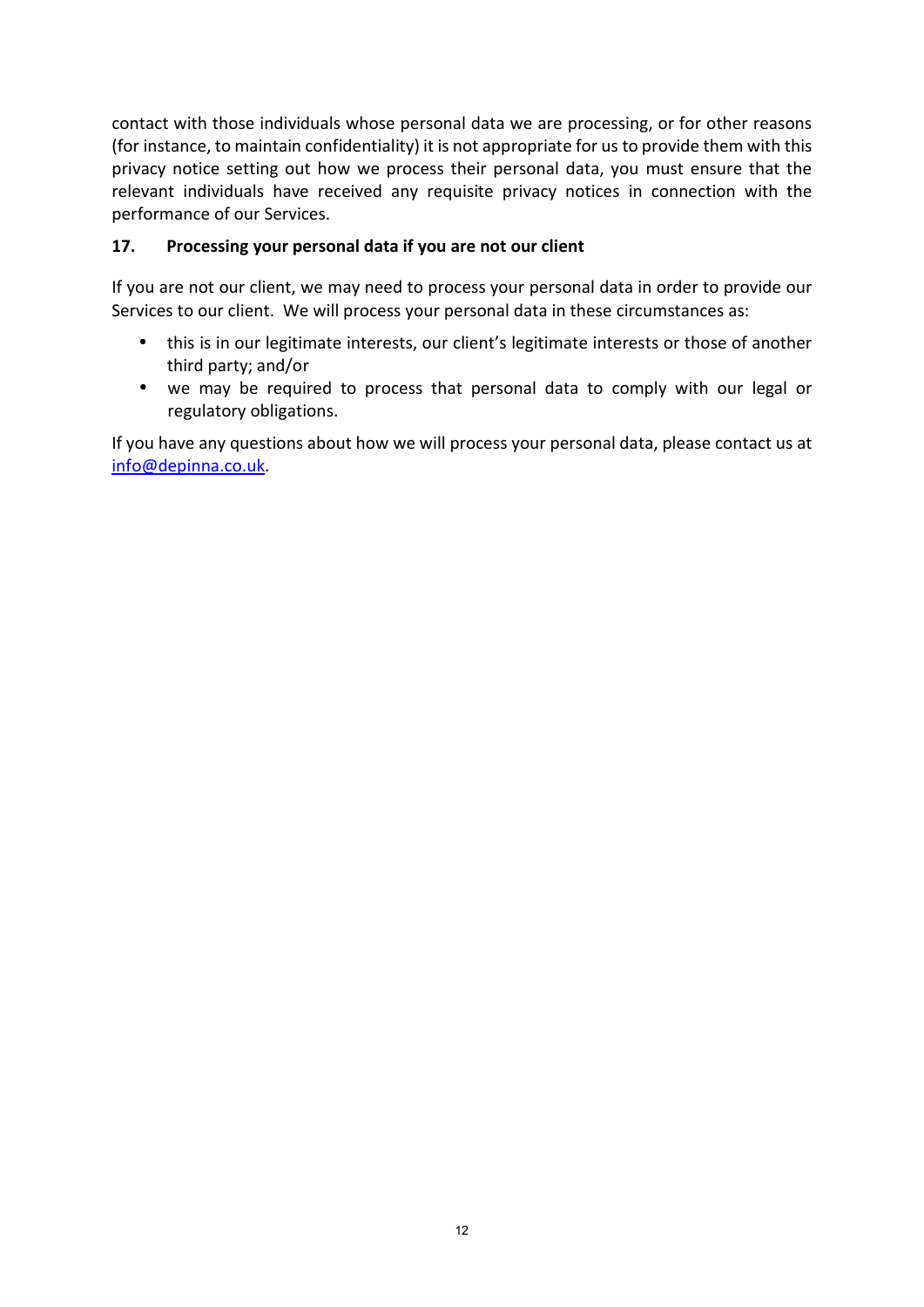contact with those individuals whose personal data we are processing, or for other reasons (for instance, to maintain confidentiality) it is not appropriate for us to provide them with this privacy notice setting out how we process their personal data, you must ensure that the relevant individuals have received any requisite privacy notices in connection with the performance of our Services.

## 17. Processing your personal data if you are not our client

If you are not our client, we may need to process your personal data in order to provide our Services to our client. We will process your personal data in these circumstances as:

- this is in our legitimate interests, our client's legitimate interests or those of another third party; and/or
- we may be required to process that personal data to comply with our legal or regulatory obligations.

If you have any questions about how we will process your personal data, please contact us at [info@depinna.co.uk](mailto:info@depinna.co.uk).